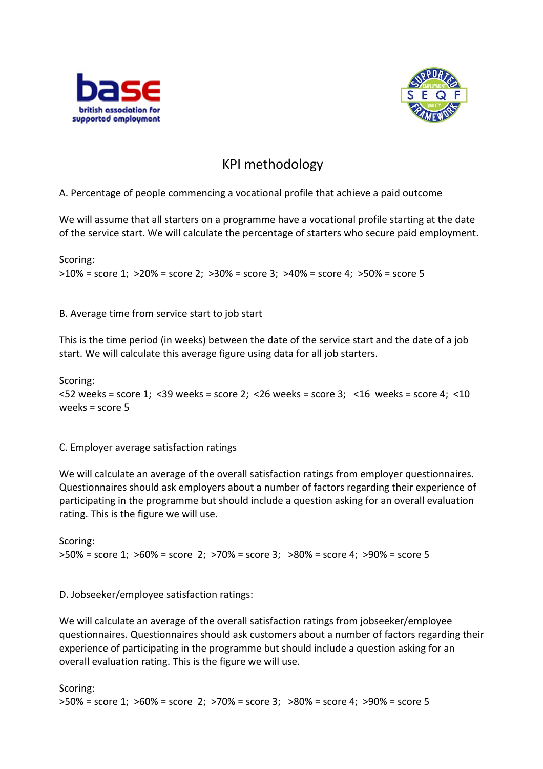# KPI methodology

A. Percentage of people commencing a vocational profile that achieve a paid outcome

We will assume that all starters on a programme have a vocational profile starting at the date of the service start. We will calculate the percentage of starters who secure paid employment.

Scoring:
>10% = score 1; >20% = score 2; >30% = score 3; >40% = score 4; >50% = score 5

B. Average time from service start to job start

This is the time period (in weeks) between the date of the service start and the date of a job start. We will calculate this average figure using data for all job starters.

Scoring:
<52 weeks = score 1; <39 weeks = score 2; <26 weeks = score 3; <16 weeks = score 4; <10 weeks = score 5

C. Employer average satisfaction ratings

We will calculate an average of the overall satisfaction ratings from employer questionnaires. Questionnaires should ask employers about a number of factors regarding their experience of participating in the programme but should include a question asking for an overall evaluation rating. This is the figure we will use.

Scoring:
>50% = score 1; >60% = score 2; >70% = score 3; >80% = score 4; >90% = score 5

D. Jobseeker/employee satisfaction ratings:

We will calculate an average of the overall satisfaction ratings from jobseeker/employee questionnaires. Questionnaires should ask customers about a number of factors regarding their experience of participating in the programme but should include a question asking for an overall evaluation rating. This is the figure we will use.

Scoring:
>50% = score 1; >60% = score 2; >70% = score 3; >80% = score 4; >90% = score 5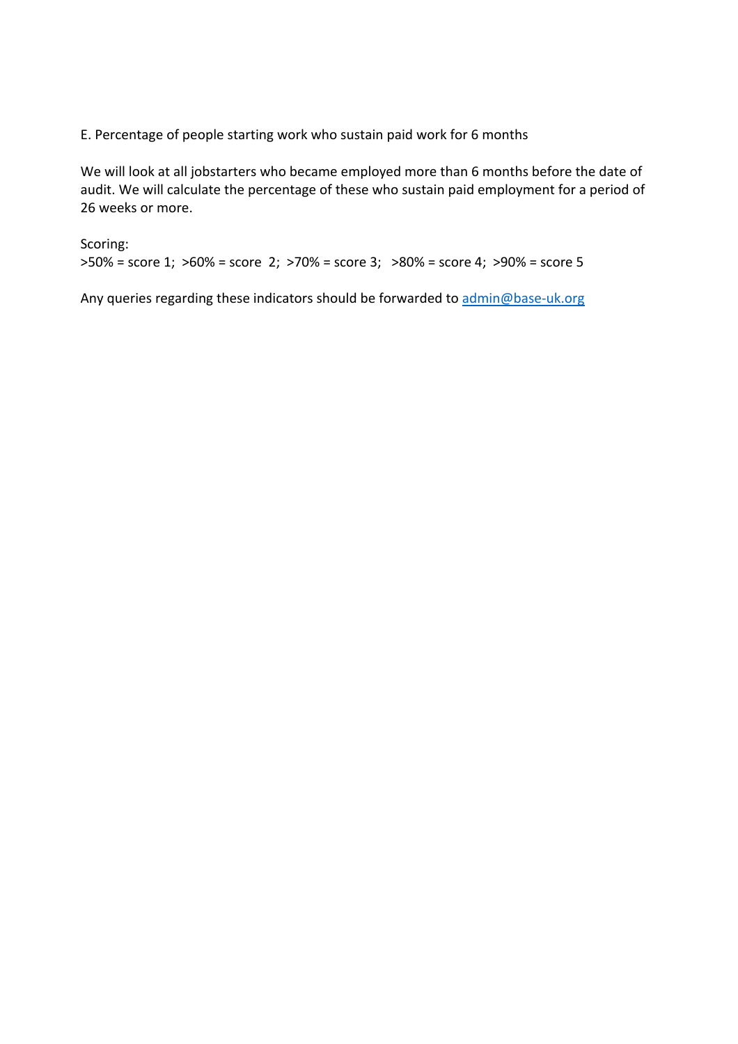E. Percentage of people starting work who sustain paid work for 6 months

We will look at all jobstarters who became employed more than 6 months before the date of audit. We will calculate the percentage of these who sustain paid employment for a period of 26 weeks or more.

Scoring:
>50% = score 1; >60% = score 2; >70% = score 3; >80% = score 4; >90% = score 5

Any queries regarding these indicators should be forwarded to admin@base-uk.org